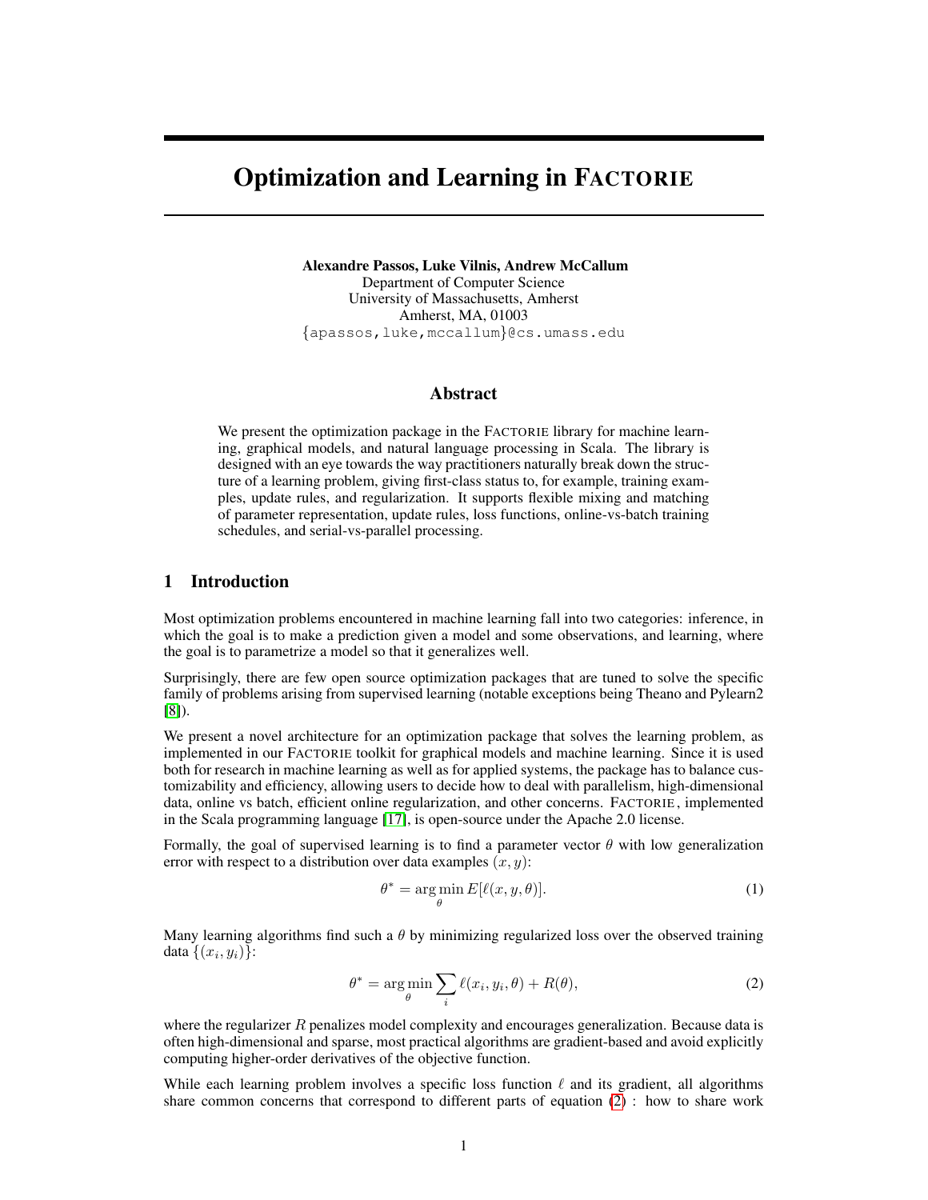# Optimization and Learning in FACTORIE

**Alexandre Passos, Luke Vilnis, Andrew McCallum**
Department of Computer Science
University of Massachusetts, Amherst
Amherst, MA, 01003
{apassos,luke,mccallum}@cs.umass.edu

## Abstract

We present the optimization package in the FACTORIE library for machine learning, graphical models, and natural language processing in Scala. The library is designed with an eye towards the way practitioners naturally break down the structure of a learning problem, giving first-class status to, for example, training examples, update rules, and regularization. It supports flexible mixing and matching of parameter representation, update rules, loss functions, online-vs-batch training schedules, and serial-vs-parallel processing.

## 1 Introduction

Most optimization problems encountered in machine learning fall into two categories: inference, in which the goal is to make a prediction given a model and some observations, and learning, where the goal is to parametrize a model so that it generalizes well.

Surprisingly, there are few open source optimization packages that are tuned to solve the specific family of problems arising from supervised learning (notable exceptions being Theano and Pylearn2 [8]).

We present a novel architecture for an optimization package that solves the learning problem, as implemented in our FACTORIE toolkit for graphical models and machine learning. Since it is used both for research in machine learning as well as for applied systems, the package has to balance customizability and efficiency, allowing users to decide how to deal with parallelism, high-dimensional data, online vs batch, efficient online regularization, and other concerns. FACTORIE, implemented in the Scala programming language [17], is open-source under the Apache 2.0 license.

Formally, the goal of supervised learning is to find a parameter vector $\theta$ with low generalization error with respect to a distribution over data examples $(x, y)$:

$$\theta^* = \arg\min_\theta E[\ell(x, y, \theta)]. \tag{1}$$

Many learning algorithms find such a $\theta$ by minimizing regularized loss over the observed training data $\{(x_i, y_i)\}$:

$$\theta^* = \arg\min_\theta \sum_i \ell(x_i, y_i, \theta) + R(\theta), \tag{2}$$

where the regularizer $R$ penalizes model complexity and encourages generalization. Because data is often high-dimensional and sparse, most practical algorithms are gradient-based and avoid explicitly computing higher-order derivatives of the objective function.

While each learning problem involves a specific loss function $\ell$ and its gradient, all algorithms share common concerns that correspond to different parts of equation (2) : how to share work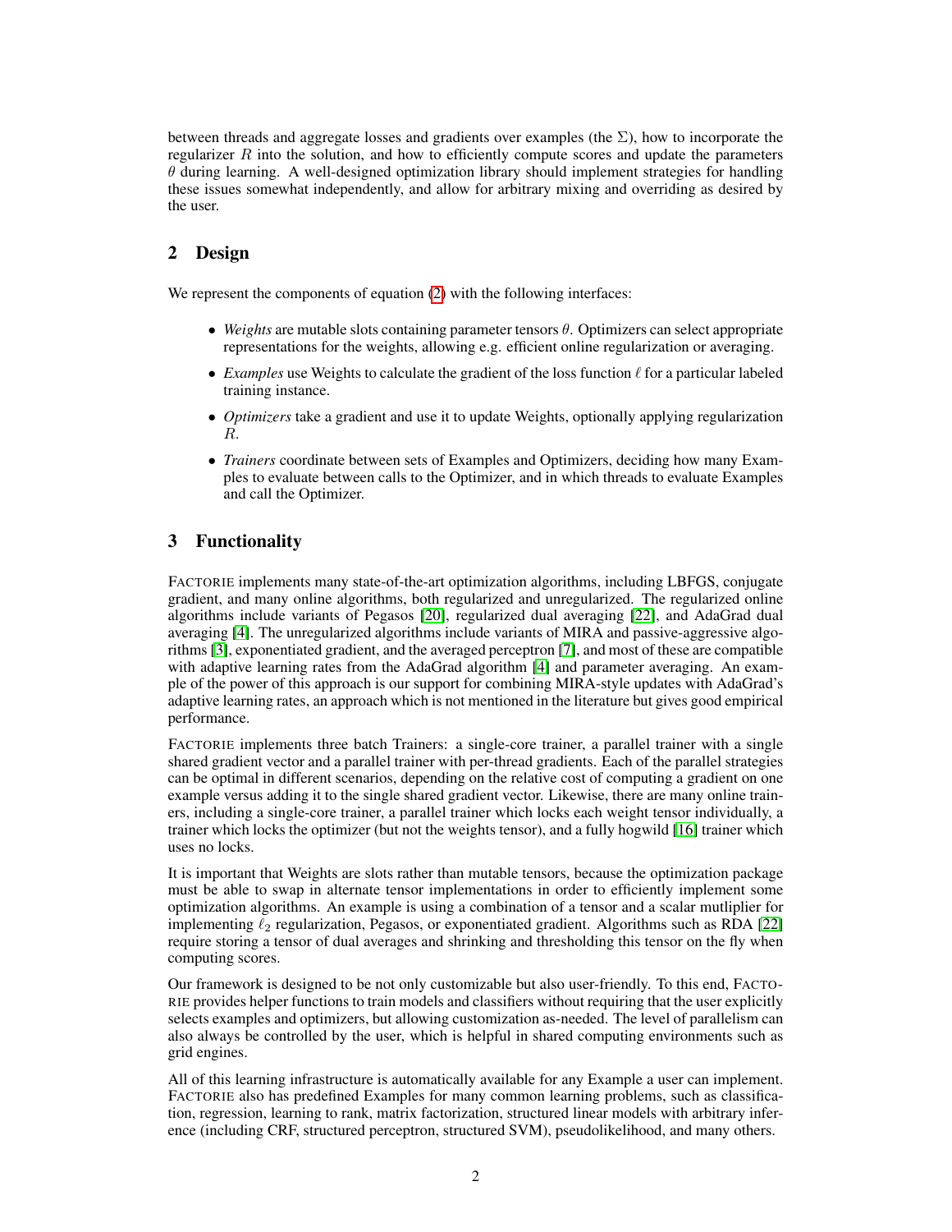between threads and aggregate losses and gradients over examples (the $\Sigma$), how to incorporate the regularizer $R$ into the solution, and how to efficiently compute scores and update the parameters $\theta$ during learning. A well-designed optimization library should implement strategies for handling these issues somewhat independently, and allow for arbitrary mixing and overriding as desired by the user.

## 2 Design

We represent the components of equation (2) with the following interfaces:

- *Weights* are mutable slots containing parameter tensors $\theta$. Optimizers can select appropriate representations for the weights, allowing e.g. efficient online regularization or averaging.
- *Examples* use Weights to calculate the gradient of the loss function $\ell$ for a particular labeled training instance.
- *Optimizers* take a gradient and use it to update Weights, optionally applying regularization $R$.
- *Trainers* coordinate between sets of Examples and Optimizers, deciding how many Examples to evaluate between calls to the Optimizer, and in which threads to evaluate Examples and call the Optimizer.

## 3 Functionality

FACTORIE implements many state-of-the-art optimization algorithms, including LBFGS, conjugate gradient, and many online algorithms, both regularized and unregularized. The regularized online algorithms include variants of Pegasos [20], regularized dual averaging [22], and AdaGrad dual averaging [4]. The unregularized algorithms include variants of MIRA and passive-aggressive algorithms [3], exponentiated gradient, and the averaged perceptron [7], and most of these are compatible with adaptive learning rates from the AdaGrad algorithm [4] and parameter averaging. An example of the power of this approach is our support for combining MIRA-style updates with AdaGrad's adaptive learning rates, an approach which is not mentioned in the literature but gives good empirical performance.

FACTORIE implements three batch Trainers: a single-core trainer, a parallel trainer with a single shared gradient vector and a parallel trainer with per-thread gradients. Each of the parallel strategies can be optimal in different scenarios, depending on the relative cost of computing a gradient on one example versus adding it to the single shared gradient vector. Likewise, there are many online trainers, including a single-core trainer, a parallel trainer which locks each weight tensor individually, a trainer which locks the optimizer (but not the weights tensor), and a fully hogwild [16] trainer which uses no locks.

It is important that Weights are slots rather than mutable tensors, because the optimization package must be able to swap in alternate tensor implementations in order to efficiently implement some optimization algorithms. An example is using a combination of a tensor and a scalar mutliplier for implementing $\ell_2$ regularization, Pegasos, or exponentiated gradient. Algorithms such as RDA [22] require storing a tensor of dual averages and shrinking and thresholding this tensor on the fly when computing scores.

Our framework is designed to be not only customizable but also user-friendly. To this end, FACTORIE provides helper functions to train models and classifiers without requiring that the user explicitly selects examples and optimizers, but allowing customization as-needed. The level of parallelism can also always be controlled by the user, which is helpful in shared computing environments such as grid engines.

All of this learning infrastructure is automatically available for any Example a user can implement. FACTORIE also has predefined Examples for many common learning problems, such as classification, regression, learning to rank, matrix factorization, structured linear models with arbitrary inference (including CRF, structured perceptron, structured SVM), pseudolikelihood, and many others.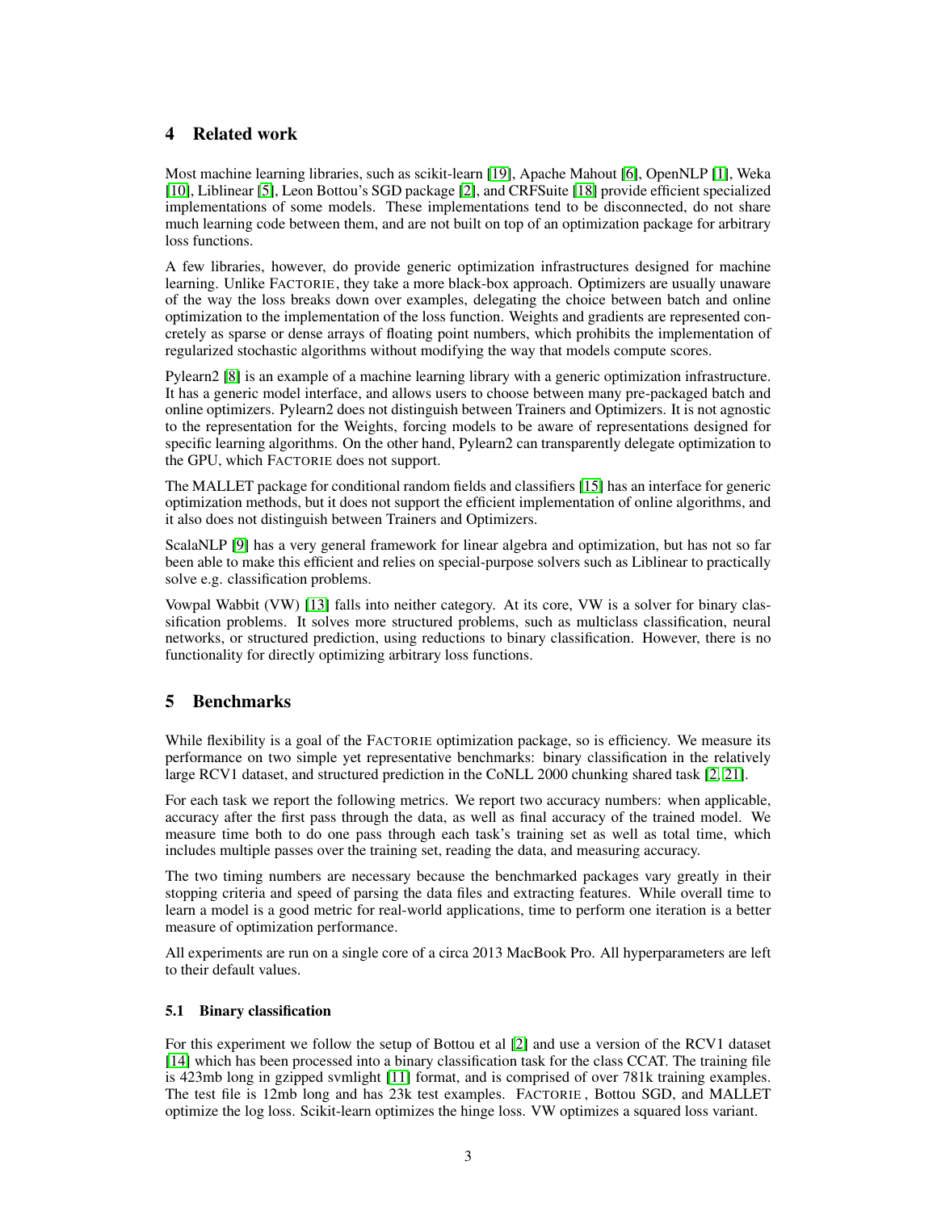## 4 Related work

Most machine learning libraries, such as scikit-learn [19], Apache Mahout [6], OpenNLP [1], Weka [10], Liblinear [5], Leon Bottou's SGD package [2], and CRFSuite [18] provide efficient specialized implementations of some models. These implementations tend to be disconnected, do not share much learning code between them, and are not built on top of an optimization package for arbitrary loss functions.

A few libraries, however, do provide generic optimization infrastructures designed for machine learning. Unlike FACTORIE, they take a more black-box approach. Optimizers are usually unaware of the way the loss breaks down over examples, delegating the choice between batch and online optimization to the implementation of the loss function. Weights and gradients are represented concretely as sparse or dense arrays of floating point numbers, which prohibits the implementation of regularized stochastic algorithms without modifying the way that models compute scores.

Pylearn2 [8] is an example of a machine learning library with a generic optimization infrastructure. It has a generic model interface, and allows users to choose between many pre-packaged batch and online optimizers. Pylearn2 does not distinguish between Trainers and Optimizers. It is not agnostic to the representation for the Weights, forcing models to be aware of representations designed for specific learning algorithms. On the other hand, Pylearn2 can transparently delegate optimization to the GPU, which FACTORIE does not support.

The MALLET package for conditional random fields and classifiers [15] has an interface for generic optimization methods, but it does not support the efficient implementation of online algorithms, and it also does not distinguish between Trainers and Optimizers.

ScalaNLP [9] has a very general framework for linear algebra and optimization, but has not so far been able to make this efficient and relies on special-purpose solvers such as Liblinear to practically solve e.g. classification problems.

Vowpal Wabbit (VW) [13] falls into neither category. At its core, VW is a solver for binary classification problems. It solves more structured problems, such as multiclass classification, neural networks, or structured prediction, using reductions to binary classification. However, there is no functionality for directly optimizing arbitrary loss functions.

## 5 Benchmarks

While flexibility is a goal of the FACTORIE optimization package, so is efficiency. We measure its performance on two simple yet representative benchmarks: binary classification in the relatively large RCV1 dataset, and structured prediction in the CoNLL 2000 chunking shared task [2, 21].

For each task we report the following metrics. We report two accuracy numbers: when applicable, accuracy after the first pass through the data, as well as final accuracy of the trained model. We measure time both to do one pass through each task's training set as well as total time, which includes multiple passes over the training set, reading the data, and measuring accuracy.

The two timing numbers are necessary because the benchmarked packages vary greatly in their stopping criteria and speed of parsing the data files and extracting features. While overall time to learn a model is a good metric for real-world applications, time to perform one iteration is a better measure of optimization performance.

All experiments are run on a single core of a circa 2013 MacBook Pro. All hyperparameters are left to their default values.

### 5.1 Binary classification

For this experiment we follow the setup of Bottou et al [2] and use a version of the RCV1 dataset [14] which has been processed into a binary classification task for the class CCAT. The training file is 423mb long in gzipped svmlight [11] format, and is comprised of over 781k training examples. The test file is 12mb long and has 23k test examples. FACTORIE , Bottou SGD, and MALLET optimize the log loss. Scikit-learn optimizes the hinge loss. VW optimizes a squared loss variant.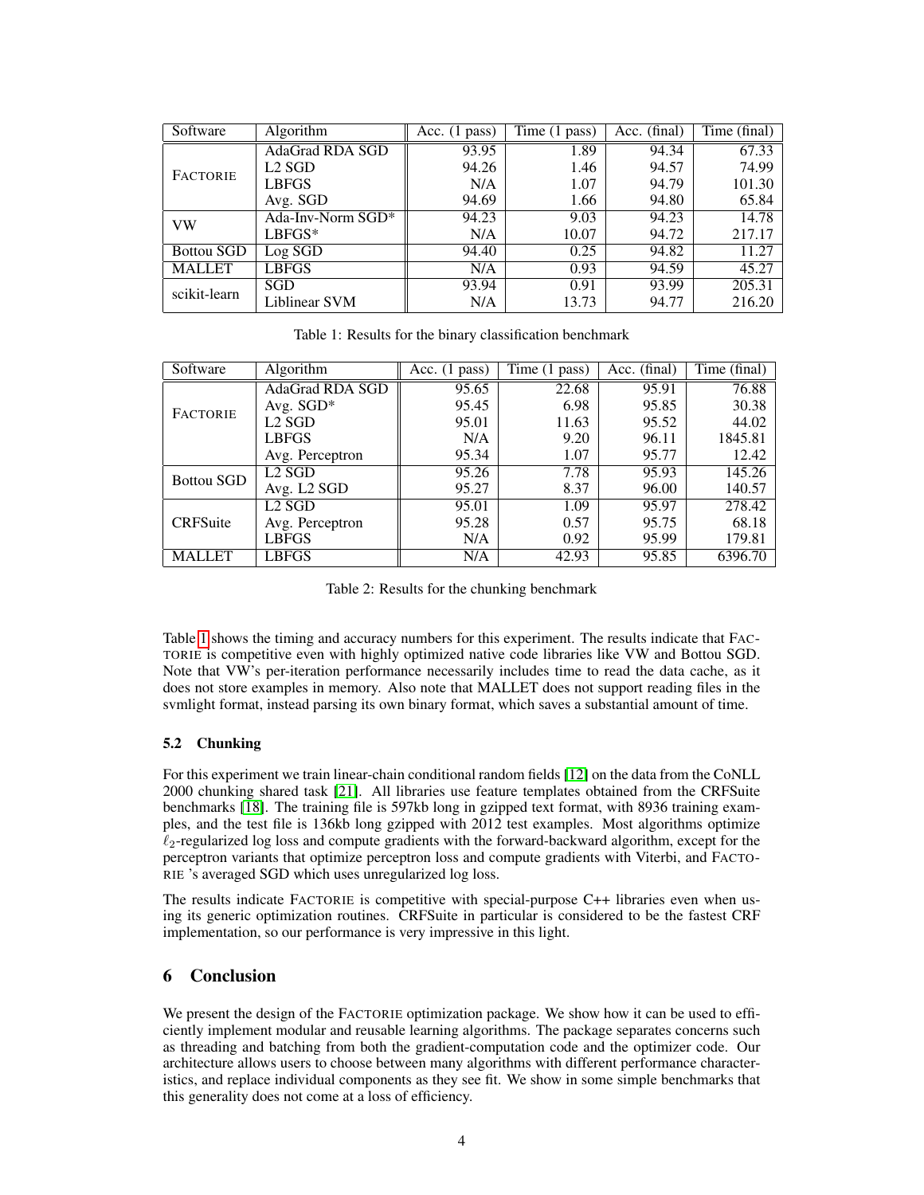| Software | Algorithm | Acc. (1 pass) | Time (1 pass) | Acc. (final) | Time (final) |
|---|---|---|---|---|---|
| FACTORIE | AdaGrad RDA SGD | 93.95 | 1.89 | 94.34 | 67.33 |
| | L2 SGD | 94.26 | 1.46 | 94.57 | 74.99 |
| | LBFGS | N/A | 1.07 | 94.79 | 101.30 |
| | Avg. SGD | 94.69 | 1.66 | 94.80 | 65.84 |
| VW | Ada-Inv-Norm SGD* | 94.23 | 9.03 | 94.23 | 14.78 |
| | LBFGS* | N/A | 10.07 | 94.72 | 217.17 |
| Bottou SGD | Log SGD | 94.40 | 0.25 | 94.82 | 11.27 |
| MALLET | LBFGS | N/A | 0.93 | 94.59 | 45.27 |
| scikit-learn | SGD | 93.94 | 0.91 | 93.99 | 205.31 |
| | Liblinear SVM | N/A | 13.73 | 94.77 | 216.20 |

Table 1: Results for the binary classification benchmark

| Software | Algorithm | Acc. (1 pass) | Time (1 pass) | Acc. (final) | Time (final) |
|---|---|---|---|---|---|
| FACTORIE | AdaGrad RDA SGD | 95.65 | 22.68 | 95.91 | 76.88 |
| | Avg. SGD* | 95.45 | 6.98 | 95.85 | 30.38 |
| | L2 SGD | 95.01 | 11.63 | 95.52 | 44.02 |
| | LBFGS | N/A | 9.20 | 96.11 | 1845.81 |
| | Avg. Perceptron | 95.34 | 1.07 | 95.77 | 12.42 |
| Bottou SGD | L2 SGD | 95.26 | 7.78 | 95.93 | 145.26 |
| | Avg. L2 SGD | 95.27 | 8.37 | 96.00 | 140.57 |
| CRFSuite | L2 SGD | 95.01 | 1.09 | 95.97 | 278.42 |
| | Avg. Perceptron | 95.28 | 0.57 | 95.75 | 68.18 |
| | LBFGS | N/A | 0.92 | 95.99 | 179.81 |
| MALLET | LBFGS | N/A | 42.93 | 95.85 | 6396.70 |

Table 2: Results for the chunking benchmark

Table 1 shows the timing and accuracy numbers for this experiment. The results indicate that FACTORIE is competitive even with highly optimized native code libraries like VW and Bottou SGD. Note that VW's per-iteration performance necessarily includes time to read the data cache, as it does not store examples in memory. Also note that MALLET does not support reading files in the svmlight format, instead parsing its own binary format, which saves a substantial amount of time.

### 5.2 Chunking

For this experiment we train linear-chain conditional random fields [12] on the data from the CoNLL 2000 chunking shared task [21]. All libraries use feature templates obtained from the CRFSuite benchmarks [18]. The training file is 597kb long in gzipped text format, with 8936 training examples, and the test file is 136kb long gzipped with 2012 test examples. Most algorithms optimize $\ell_2$-regularized log loss and compute gradients with the forward-backward algorithm, except for the perceptron variants that optimize perceptron loss and compute gradients with Viterbi, and FACTORIE 's averaged SGD which uses unregularized log loss.

The results indicate FACTORIE is competitive with special-purpose C++ libraries even when using its generic optimization routines. CRFSuite in particular is considered to be the fastest CRF implementation, so our performance is very impressive in this light.

## 6 Conclusion

We present the design of the FACTORIE optimization package. We show how it can be used to efficiently implement modular and reusable learning algorithms. The package separates concerns such as threading and batching from both the gradient-computation code and the optimizer code. Our architecture allows users to choose between many algorithms with different performance characteristics, and replace individual components as they see fit. We show in some simple benchmarks that this generality does not come at a loss of efficiency.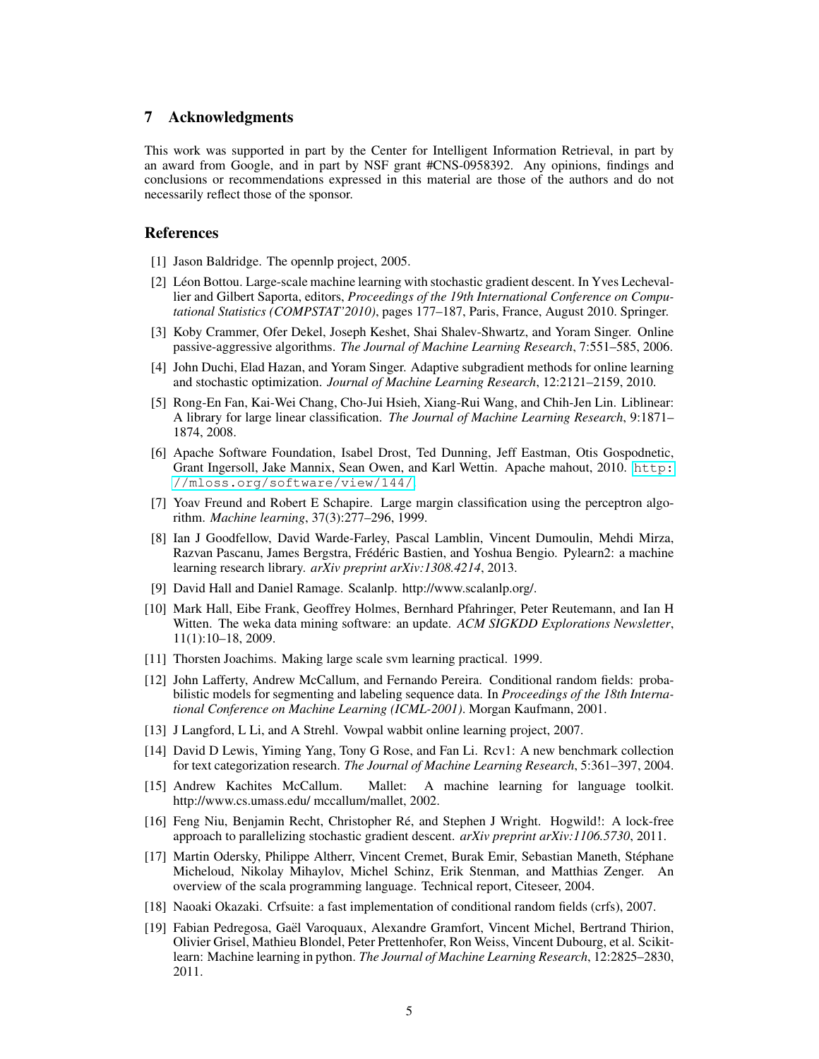## 7 Acknowledgments

This work was supported in part by the Center for Intelligent Information Retrieval, in part by an award from Google, and in part by NSF grant #CNS-0958392. Any opinions, findings and conclusions or recommendations expressed in this material are those of the authors and do not necessarily reflect those of the sponsor.

## References

[1] Jason Baldridge. The opennlp project, 2005.

[2] Léon Bottou. Large-scale machine learning with stochastic gradient descent. In Yves Lechevallier and Gilbert Saporta, editors, *Proceedings of the 19th International Conference on Computational Statistics (COMPSTAT'2010)*, pages 177–187, Paris, France, August 2010. Springer.

[3] Koby Crammer, Ofer Dekel, Joseph Keshet, Shai Shalev-Shwartz, and Yoram Singer. Online passive-aggressive algorithms. *The Journal of Machine Learning Research*, 7:551–585, 2006.

[4] John Duchi, Elad Hazan, and Yoram Singer. Adaptive subgradient methods for online learning and stochastic optimization. *Journal of Machine Learning Research*, 12:2121–2159, 2010.

[5] Rong-En Fan, Kai-Wei Chang, Cho-Jui Hsieh, Xiang-Rui Wang, and Chih-Jen Lin. Liblinear: A library for large linear classification. *The Journal of Machine Learning Research*, 9:1871–1874, 2008.

[6] Apache Software Foundation, Isabel Drost, Ted Dunning, Jeff Eastman, Otis Gospodnetic, Grant Ingersoll, Jake Mannix, Sean Owen, and Karl Wettin. Apache mahout, 2010. http://mloss.org/software/view/144/.

[7] Yoav Freund and Robert E Schapire. Large margin classification using the perceptron algorithm. *Machine learning*, 37(3):277–296, 1999.

[8] Ian J Goodfellow, David Warde-Farley, Pascal Lamblin, Vincent Dumoulin, Mehdi Mirza, Razvan Pascanu, James Bergstra, Frédéric Bastien, and Yoshua Bengio. Pylearn2: a machine learning research library. *arXiv preprint arXiv:1308.4214*, 2013.

[9] David Hall and Daniel Ramage. Scalanlp. http://www.scalanlp.org/.

[10] Mark Hall, Eibe Frank, Geoffrey Holmes, Bernhard Pfahringer, Peter Reutemann, and Ian H Witten. The weka data mining software: an update. *ACM SIGKDD Explorations Newsletter*, 11(1):10–18, 2009.

[11] Thorsten Joachims. Making large scale svm learning practical. 1999.

[12] John Lafferty, Andrew McCallum, and Fernando Pereira. Conditional random fields: probabilistic models for segmenting and labeling sequence data. In *Proceedings of the 18th International Conference on Machine Learning (ICML-2001)*. Morgan Kaufmann, 2001.

[13] J Langford, L Li, and A Strehl. Vowpal wabbit online learning project, 2007.

[14] David D Lewis, Yiming Yang, Tony G Rose, and Fan Li. Rcv1: A new benchmark collection for text categorization research. *The Journal of Machine Learning Research*, 5:361–397, 2004.

[15] Andrew Kachites McCallum. Mallet: A machine learning for language toolkit. http://www.cs.umass.edu/ mccallum/mallet, 2002.

[16] Feng Niu, Benjamin Recht, Christopher Ré, and Stephen J Wright. Hogwild!: A lock-free approach to parallelizing stochastic gradient descent. *arXiv preprint arXiv:1106.5730*, 2011.

[17] Martin Odersky, Philippe Altherr, Vincent Cremet, Burak Emir, Sebastian Maneth, Stéphane Micheloud, Nikolay Mihaylov, Michel Schinz, Erik Stenman, and Matthias Zenger. An overview of the scala programming language. Technical report, Citeseer, 2004.

[18] Naoaki Okazaki. Crfsuite: a fast implementation of conditional random fields (crfs), 2007.

[19] Fabian Pedregosa, Gaël Varoquaux, Alexandre Gramfort, Vincent Michel, Bertrand Thirion, Olivier Grisel, Mathieu Blondel, Peter Prettenhofer, Ron Weiss, Vincent Dubourg, et al. Scikit-learn: Machine learning in python. *The Journal of Machine Learning Research*, 12:2825–2830, 2011.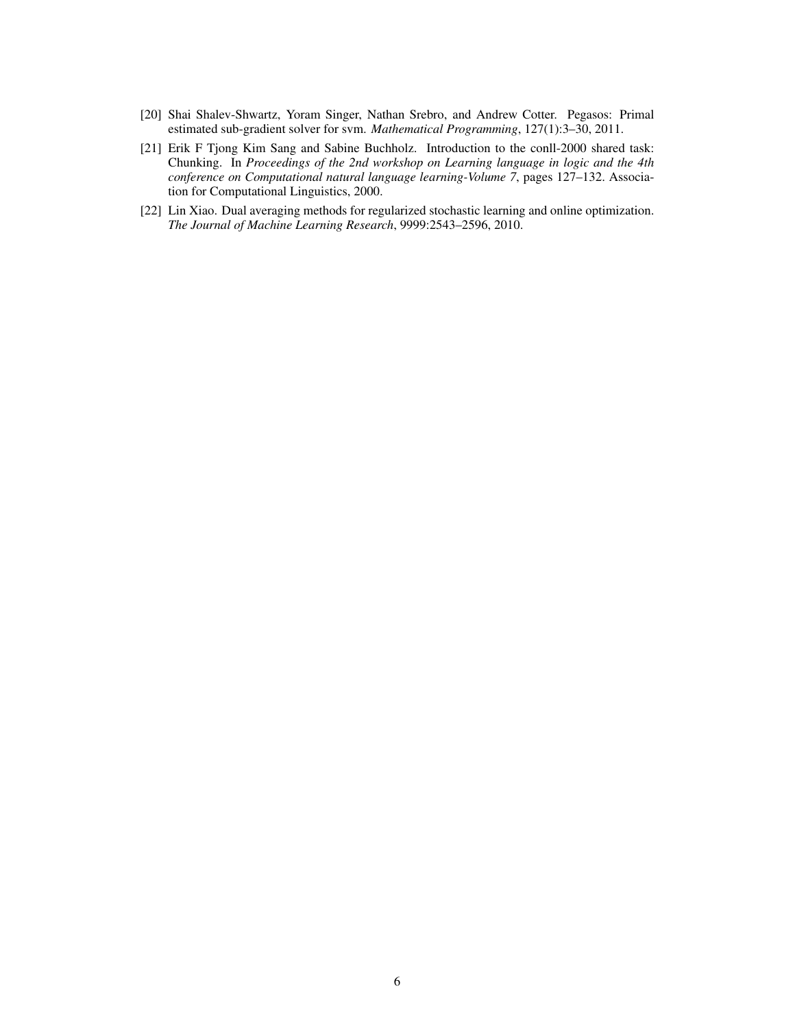[20] Shai Shalev-Shwartz, Yoram Singer, Nathan Srebro, and Andrew Cotter. Pegasos: Primal estimated sub-gradient solver for svm. *Mathematical Programming*, 127(1):3–30, 2011.

[21] Erik F Tjong Kim Sang and Sabine Buchholz. Introduction to the conll-2000 shared task: Chunking. In *Proceedings of the 2nd workshop on Learning language in logic and the 4th conference on Computational natural language learning-Volume 7*, pages 127–132. Association for Computational Linguistics, 2000.

[22] Lin Xiao. Dual averaging methods for regularized stochastic learning and online optimization. *The Journal of Machine Learning Research*, 9999:2543–2596, 2010.